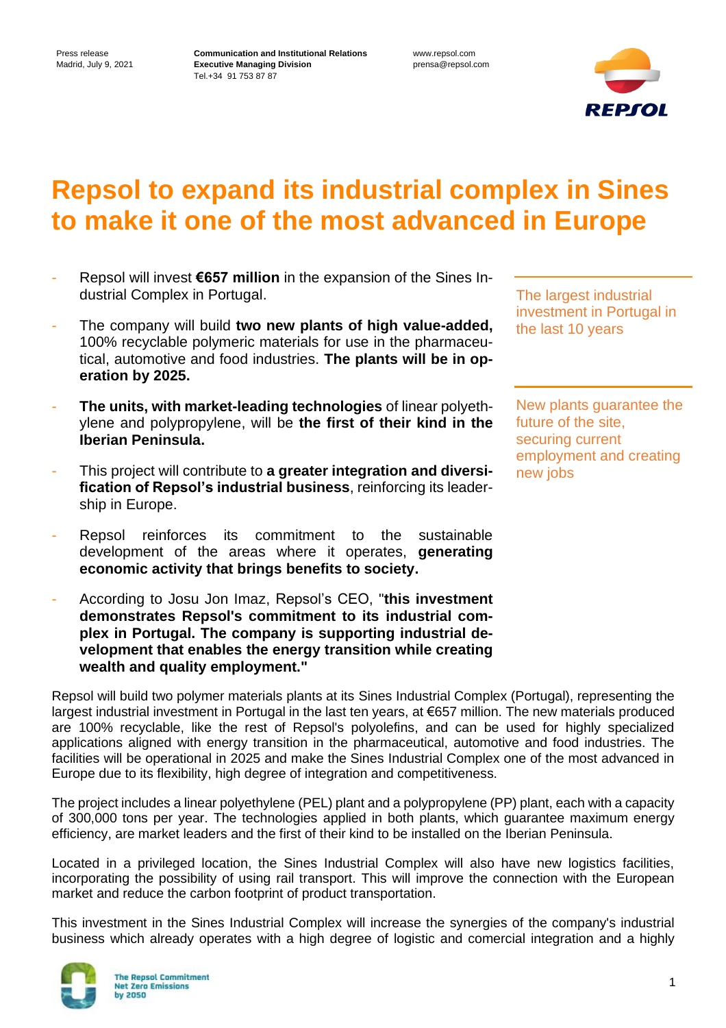Press release
Madrid, July 9, 2021

**Communication and Institutional Relations**
**Executive Managing Division**
Tel.+34 91 753 87 87

www.repsol.com
prensa@repsol.com

# Repsol to expand its industrial complex in Sines to make it one of the most advanced in Europe

- Repsol will invest **€657 million** in the expansion of the Sines Industrial Complex in Portugal.
- The company will build **two new plants of high value-added,** 100% recyclable polymeric materials for use in the pharmaceutical, automotive and food industries. **The plants will be in operation by 2025.**
- **The units, with market-leading technologies** of linear polyethylene and polypropylene, will be **the first of their kind in the Iberian Peninsula.**
- This project will contribute to **a greater integration and diversification of Repsol's industrial business**, reinforcing its leadership in Europe.
- Repsol reinforces its commitment to the sustainable development of the areas where it operates, **generating economic activity that brings benefits to society.**
- According to Josu Jon Imaz, Repsol's CEO, "**this investment demonstrates Repsol's commitment to its industrial complex in Portugal. The company is supporting industrial development that enables the energy transition while creating wealth and quality employment."**

The largest industrial investment in Portugal in the last 10 years

New plants guarantee the future of the site, securing current employment and creating new jobs

Repsol will build two polymer materials plants at its Sines Industrial Complex (Portugal), representing the largest industrial investment in Portugal in the last ten years, at €657 million. The new materials produced are 100% recyclable, like the rest of Repsol's polyolefins, and can be used for highly specialized applications aligned with energy transition in the pharmaceutical, automotive and food industries. The facilities will be operational in 2025 and make the Sines Industrial Complex one of the most advanced in Europe due to its flexibility, high degree of integration and competitiveness.

The project includes a linear polyethylene (PEL) plant and a polypropylene (PP) plant, each with a capacity of 300,000 tons per year. The technologies applied in both plants, which guarantee maximum energy efficiency, are market leaders and the first of their kind to be installed on the Iberian Peninsula.

Located in a privileged location, the Sines Industrial Complex will also have new logistics facilities, incorporating the possibility of using rail transport. This will improve the connection with the European market and reduce the carbon footprint of product transportation.

This investment in the Sines Industrial Complex will increase the synergies of the company's industrial business which already operates with a high degree of logistic and comercial integration and a highly

The Repsol Commitment
Net Zero Emissions
by 2050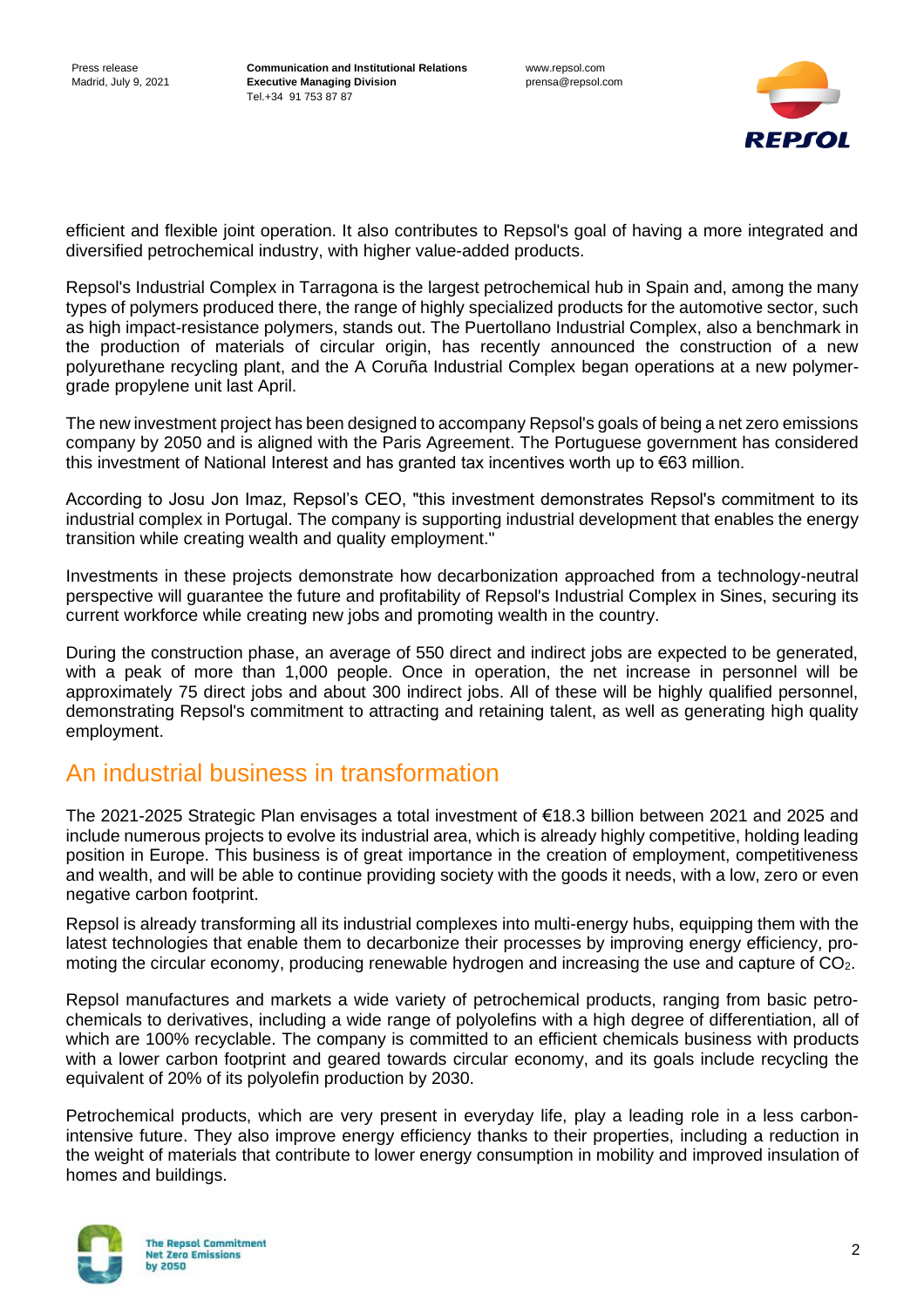efficient and flexible joint operation. It also contributes to Repsol's goal of having a more integrated and diversified petrochemical industry, with higher value-added products.

Repsol's Industrial Complex in Tarragona is the largest petrochemical hub in Spain and, among the many types of polymers produced there, the range of highly specialized products for the automotive sector, such as high impact-resistance polymers, stands out. The Puertollano Industrial Complex, also a benchmark in the production of materials of circular origin, has recently announced the construction of a new polyurethane recycling plant, and the A Coruña Industrial Complex began operations at a new polymer-grade propylene unit last April.

The new investment project has been designed to accompany Repsol's goals of being a net zero emissions company by 2050 and is aligned with the Paris Agreement. The Portuguese government has considered this investment of National Interest and has granted tax incentives worth up to €63 million.

According to Josu Jon Imaz, Repsol's CEO, "this investment demonstrates Repsol's commitment to its industrial complex in Portugal. The company is supporting industrial development that enables the energy transition while creating wealth and quality employment."

Investments in these projects demonstrate how decarbonization approached from a technology-neutral perspective will guarantee the future and profitability of Repsol's Industrial Complex in Sines, securing its current workforce while creating new jobs and promoting wealth in the country.

During the construction phase, an average of 550 direct and indirect jobs are expected to be generated, with a peak of more than 1,000 people. Once in operation, the net increase in personnel will be approximately 75 direct jobs and about 300 indirect jobs. All of these will be highly qualified personnel, demonstrating Repsol's commitment to attracting and retaining talent, as well as generating high quality employment.

## An industrial business in transformation

The 2021-2025 Strategic Plan envisages a total investment of €18.3 billion between 2021 and 2025 and include numerous projects to evolve its industrial area, which is already highly competitive, holding leading position in Europe. This business is of great importance in the creation of employment, competitiveness and wealth, and will be able to continue providing society with the goods it needs, with a low, zero or even negative carbon footprint.

Repsol is already transforming all its industrial complexes into multi-energy hubs, equipping them with the latest technologies that enable them to decarbonize their processes by improving energy efficiency, promoting the circular economy, producing renewable hydrogen and increasing the use and capture of $CO_2$.

Repsol manufactures and markets a wide variety of petrochemical products, ranging from basic petrochemicals to derivatives, including a wide range of polyolefins with a high degree of differentiation, all of which are 100% recyclable. The company is committed to an efficient chemicals business with products with a lower carbon footprint and geared towards circular economy, and its goals include recycling the equivalent of 20% of its polyolefin production by 2030.

Petrochemical products, which are very present in everyday life, play a leading role in a less carbon-intensive future. They also improve energy efficiency thanks to their properties, including a reduction in the weight of materials that contribute to lower energy consumption in mobility and improved insulation of homes and buildings.